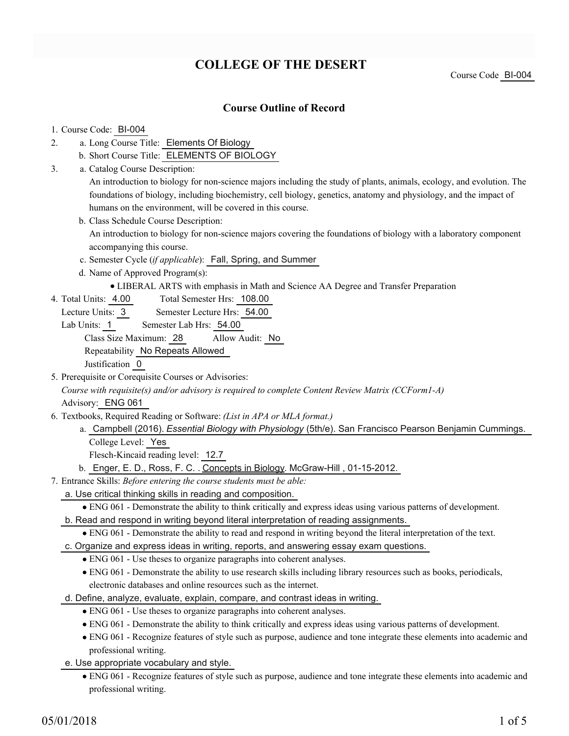# COLLEGE OF THE DESERT

Course Code BI-004

## Course Outline of Record

1. Course Code: BI-004
2. a. Long Course Title: Elements Of Biology
   b. Short Course Title: ELEMENTS OF BIOLOGY
3. a. Catalog Course Description:
   An introduction to biology for non-science majors including the study of plants, animals, ecology, and evolution. The foundations of biology, including biochemistry, cell biology, genetics, anatomy and physiology, and the impact of humans on the environment, will be covered in this course.
   b. Class Schedule Course Description:
   An introduction to biology for non-science majors covering the foundations of biology with a laboratory component accompanying this course.
   c. Semester Cycle (*if applicable*): Fall, Spring, and Summer
   d. Name of Approved Program(s):
      - LIBERAL ARTS with emphasis in Math and Science AA Degree and Transfer Preparation
4. Total Units: 4.00 Total Semester Hrs: 108.00
   Lecture Units: 3 Semester Lecture Hrs: 54.00
   Lab Units: 1 Semester Lab Hrs: 54.00
   Class Size Maximum: 28 Allow Audit: No
   Repeatability No Repeats Allowed
   Justification 0
5. Prerequisite or Corequisite Courses or Advisories:
   *Course with requisite(s) and/or advisory is required to complete Content Review Matrix (CCForm1-A)*
   Advisory: ENG 061
6. Textbooks, Required Reading or Software: *(List in APA or MLA format.)*
   a. Campbell (2016). *Essential Biology with Physiology* (5th/e). San Francisco Pearson Benjamin Cummings.
      College Level: Yes
      Flesch-Kincaid reading level: 12.7
   b. Enger, E. D., Ross, F. C. . Concepts in Biology. McGraw-Hill , 01-15-2012.
7. Entrance Skills: *Before entering the course students must be able:*
   a. Use critical thinking skills in reading and composition.
      - ENG 061 - Demonstrate the ability to think critically and express ideas using various patterns of development.
   b. Read and respond in writing beyond literal interpretation of reading assignments.
      - ENG 061 - Demonstrate the ability to read and respond in writing beyond the literal interpretation of the text.
   c. Organize and express ideas in writing, reports, and answering essay exam questions.
      - ENG 061 - Use theses to organize paragraphs into coherent analyses.
      - ENG 061 - Demonstrate the ability to use research skills including library resources such as books, periodicals, electronic databases and online resources such as the internet.
   d. Define, analyze, evaluate, explain, compare, and contrast ideas in writing.
      - ENG 061 - Use theses to organize paragraphs into coherent analyses.
      - ENG 061 - Demonstrate the ability to think critically and express ideas using various patterns of development.
      - ENG 061 - Recognize features of style such as purpose, audience and tone integrate these elements into academic and professional writing.
   e. Use appropriate vocabulary and style.
      - ENG 061 - Recognize features of style such as purpose, audience and tone integrate these elements into academic and professional writing.

05/01/2018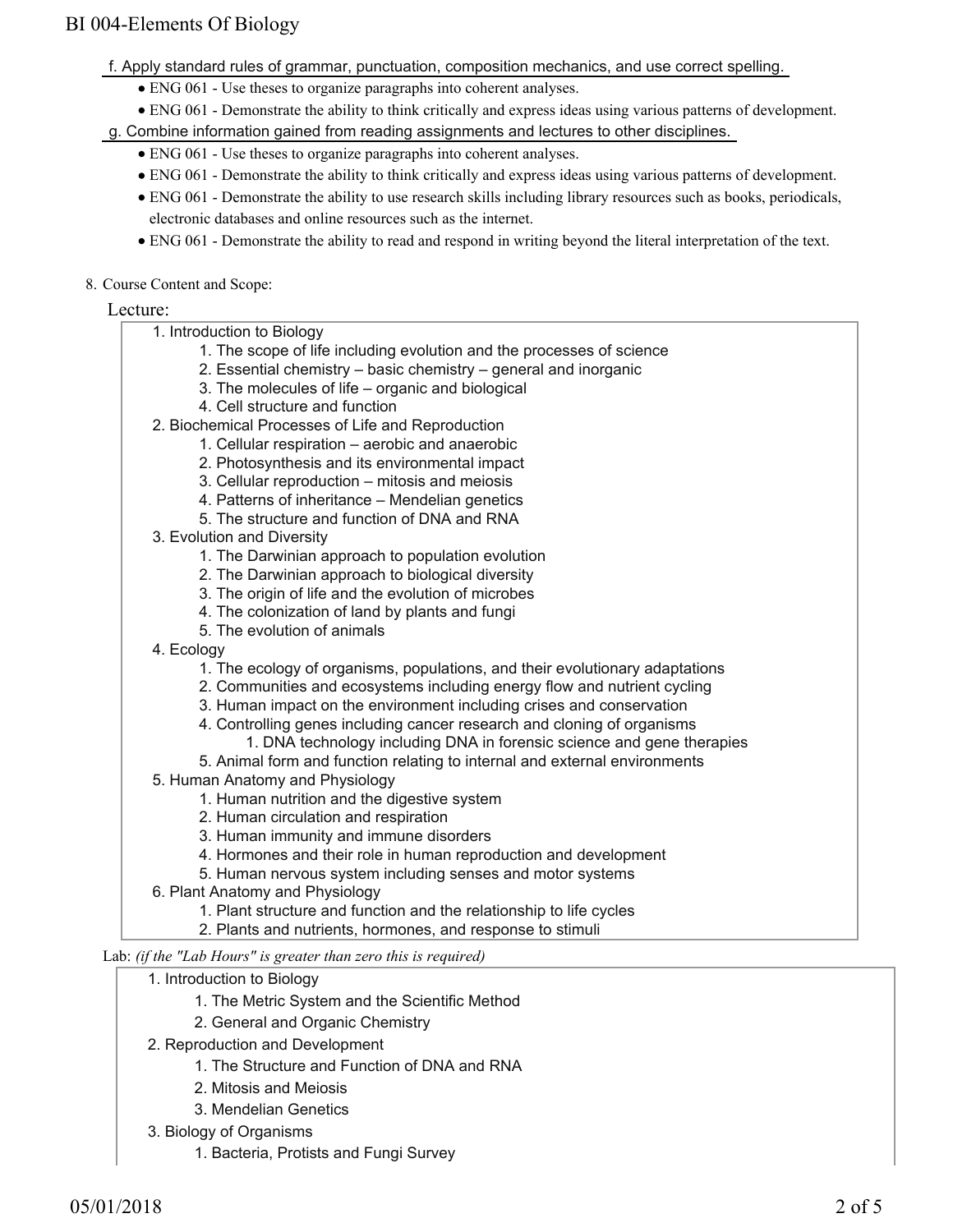f. Apply standard rules of grammar, punctuation, composition mechanics, and use correct spelling.

- ENG 061 - Use theses to organize paragraphs into coherent analyses.
- ENG 061 - Demonstrate the ability to think critically and express ideas using various patterns of development.

g. Combine information gained from reading assignments and lectures to other disciplines.

- ENG 061 - Use theses to organize paragraphs into coherent analyses.
- ENG 061 - Demonstrate the ability to think critically and express ideas using various patterns of development.
- ENG 061 - Demonstrate the ability to use research skills including library resources such as books, periodicals, electronic databases and online resources such as the internet.
- ENG 061 - Demonstrate the ability to read and respond in writing beyond the literal interpretation of the text.

8. Course Content and Scope:

Lecture:

1. Introduction to Biology
    1. The scope of life including evolution and the processes of science
    2. Essential chemistry – basic chemistry – general and inorganic
    3. The molecules of life – organic and biological
    4. Cell structure and function
2. Biochemical Processes of Life and Reproduction
    1. Cellular respiration – aerobic and anaerobic
    2. Photosynthesis and its environmental impact
    3. Cellular reproduction – mitosis and meiosis
    4. Patterns of inheritance – Mendelian genetics
    5. The structure and function of DNA and RNA
3. Evolution and Diversity
    1. The Darwinian approach to population evolution
    2. The Darwinian approach to biological diversity
    3. The origin of life and the evolution of microbes
    4. The colonization of land by plants and fungi
    5. The evolution of animals
4. Ecology
    1. The ecology of organisms, populations, and their evolutionary adaptations
    2. Communities and ecosystems including energy flow and nutrient cycling
    3. Human impact on the environment including crises and conservation
    4. Controlling genes including cancer research and cloning of organisms
        1. DNA technology including DNA in forensic science and gene therapies
    5. Animal form and function relating to internal and external environments
5. Human Anatomy and Physiology
    1. Human nutrition and the digestive system
    2. Human circulation and respiration
    3. Human immunity and immune disorders
    4. Hormones and their role in human reproduction and development
    5. Human nervous system including senses and motor systems
6. Plant Anatomy and Physiology
    1. Plant structure and function and the relationship to life cycles
    2. Plants and nutrients, hormones, and response to stimuli

Lab: *(if the "Lab Hours" is greater than zero this is required)*

1. Introduction to Biology
    1. The Metric System and the Scientific Method
    2. General and Organic Chemistry
2. Reproduction and Development
    1. The Structure and Function of DNA and RNA
    2. Mitosis and Meiosis
    3. Mendelian Genetics
3. Biology of Organisms
    1. Bacteria, Protists and Fungi Survey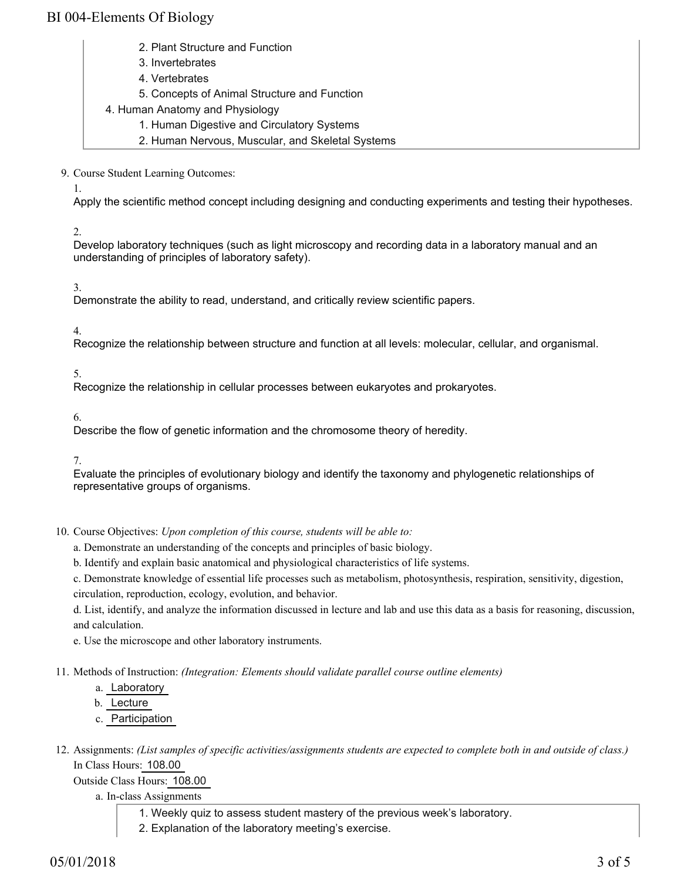2. Plant Structure and Function
    3. Invertebrates
    4. Vertebrates
    5. Concepts of Animal Structure and Function
4. Human Anatomy and Physiology
    1. Human Digestive and Circulatory Systems
    2. Human Nervous, Muscular, and Skeletal Systems

9. Course Student Learning Outcomes:

   1. Apply the scientific method concept including designing and conducting experiments and testing their hypotheses.

   2. Develop laboratory techniques (such as light microscopy and recording data in a laboratory manual and an understanding of principles of laboratory safety).

   3. Demonstrate the ability to read, understand, and critically review scientific papers.

   4. Recognize the relationship between structure and function at all levels: molecular, cellular, and organismal.

   5. Recognize the relationship in cellular processes between eukaryotes and prokaryotes.

   6. Describe the flow of genetic information and the chromosome theory of heredity.

   7. Evaluate the principles of evolutionary biology and identify the taxonomy and phylogenetic relationships of representative groups of organisms.

10. Course Objectives: *Upon completion of this course, students will be able to:*

    a. Demonstrate an understanding of the concepts and principles of basic biology.

    b. Identify and explain basic anatomical and physiological characteristics of life systems.

    c. Demonstrate knowledge of essential life processes such as metabolism, photosynthesis, respiration, sensitivity, digestion, circulation, reproduction, ecology, evolution, and behavior.

    d. List, identify, and analyze the information discussed in lecture and lab and use this data as a basis for reasoning, discussion, and calculation.

    e. Use the microscope and other laboratory instruments.

11. Methods of Instruction: *(Integration: Elements should validate parallel course outline elements)*

    a. Laboratory

    b. Lecture

    c. Participation

12. Assignments: *(List samples of specific activities/assignments students are expected to complete both in and outside of class.)*

    In Class Hours: 108.00

    Outside Class Hours: 108.00

    a. In-class Assignments
        1. Weekly quiz to assess student mastery of the previous week's laboratory.
        2. Explanation of the laboratory meeting's exercise.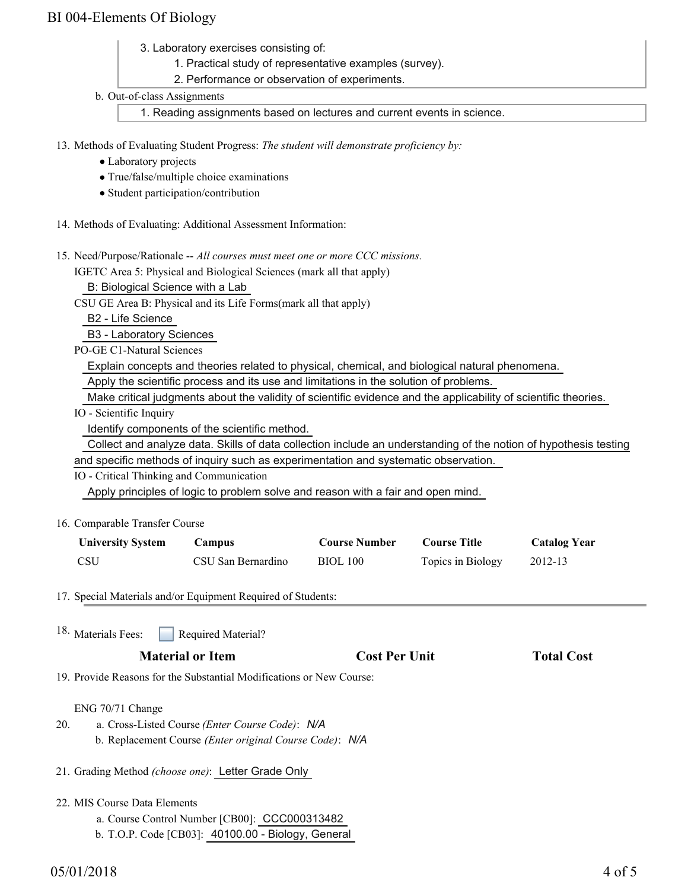3. Laboratory exercises consisting of:
    1. Practical study of representative examples (survey).
    2. Performance or observation of experiments.

b. Out-of-class Assignments

1. Reading assignments based on lectures and current events in science.

13. Methods of Evaluating Student Progress: *The student will demonstrate proficiency by:*
    - Laboratory projects
    - True/false/multiple choice examinations
    - Student participation/contribution

14. Methods of Evaluating: Additional Assessment Information:

15. Need/Purpose/Rationale -- *All courses must meet one or more CCC missions.*

    IGETC Area 5: Physical and Biological Sciences (mark all that apply)

    B: Biological Science with a Lab

    CSU GE Area B: Physical and its Life Forms(mark all that apply)

    B2 - Life Science

    B3 - Laboratory Sciences

    PO-GE C1-Natural Sciences

    Explain concepts and theories related to physical, chemical, and biological natural phenomena.

    Apply the scientific process and its use and limitations in the solution of problems.

    Make critical judgments about the validity of scientific evidence and the applicability of scientific theories.

    IO - Scientific Inquiry

    Identify components of the scientific method.

    Collect and analyze data. Skills of data collection include an understanding of the notion of hypothesis testing and specific methods of inquiry such as experimentation and systematic observation.

    IO - Critical Thinking and Communication

    Apply principles of logic to problem solve and reason with a fair and open mind.

16. Comparable Transfer Course

| University System | Campus | Course Number | Course Title | Catalog Year |
|---|---|---|---|---|
| CSU | CSU San Bernardino | BIOL 100 | Topics in Biology | 2012-13 |

17. Special Materials and/or Equipment Required of Students:

18. Materials Fees: ☐ Required Material?

| Material or Item | Cost Per Unit | Total Cost |
|---|---|---|

19. Provide Reasons for the Substantial Modifications or New Course:

    ENG 70/71 Change

20. a. Cross-Listed Course *(Enter Course Code)*: *N/A*

    b. Replacement Course *(Enter original Course Code)*: *N/A*

21. Grading Method *(choose one)*: Letter Grade Only

22. MIS Course Data Elements

    a. Course Control Number [CB00]: CCC000313482

    b. T.O.P. Code [CB03]: 40100.00 - Biology, General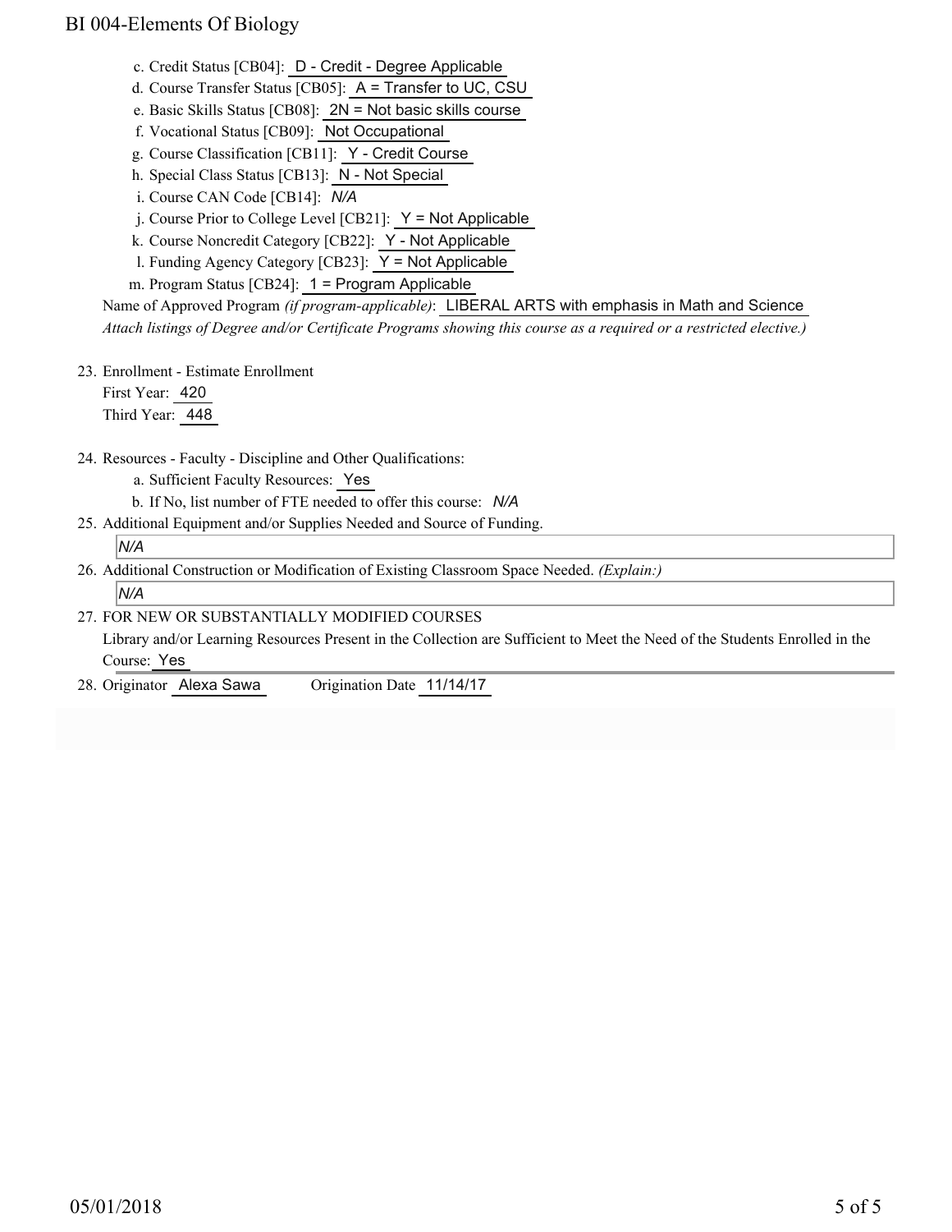c. Credit Status [CB04]: D - Credit - Degree Applicable
d. Course Transfer Status [CB05]: A = Transfer to UC, CSU
e. Basic Skills Status [CB08]: 2N = Not basic skills course
f. Vocational Status [CB09]: Not Occupational
g. Course Classification [CB11]: Y - Credit Course
h. Special Class Status [CB13]: N - Not Special
i. Course CAN Code [CB14]: *N/A*
j. Course Prior to College Level [CB21]: Y = Not Applicable
k. Course Noncredit Category [CB22]: Y - Not Applicable
l. Funding Agency Category [CB23]: Y = Not Applicable
m. Program Status [CB24]: 1 = Program Applicable

Name of Approved Program *(if program-applicable)*: LIBERAL ARTS with emphasis in Math and Science

*Attach listings of Degree and/or Certificate Programs showing this course as a required or a restricted elective.)*

23. Enrollment - Estimate Enrollment
    First Year: 420
    Third Year: 448

24. Resources - Faculty - Discipline and Other Qualifications:
    a. Sufficient Faculty Resources: Yes
    b. If No, list number of FTE needed to offer this course: *N/A*

25. Additional Equipment and/or Supplies Needed and Source of Funding.
    *N/A*

26. Additional Construction or Modification of Existing Classroom Space Needed. *(Explain:)*
    *N/A*

27. FOR NEW OR SUBSTANTIALLY MODIFIED COURSES
    Library and/or Learning Resources Present in the Collection are Sufficient to Meet the Need of the Students Enrolled in the Course: Yes

28. Originator Alexa Sawa Origination Date 11/14/17